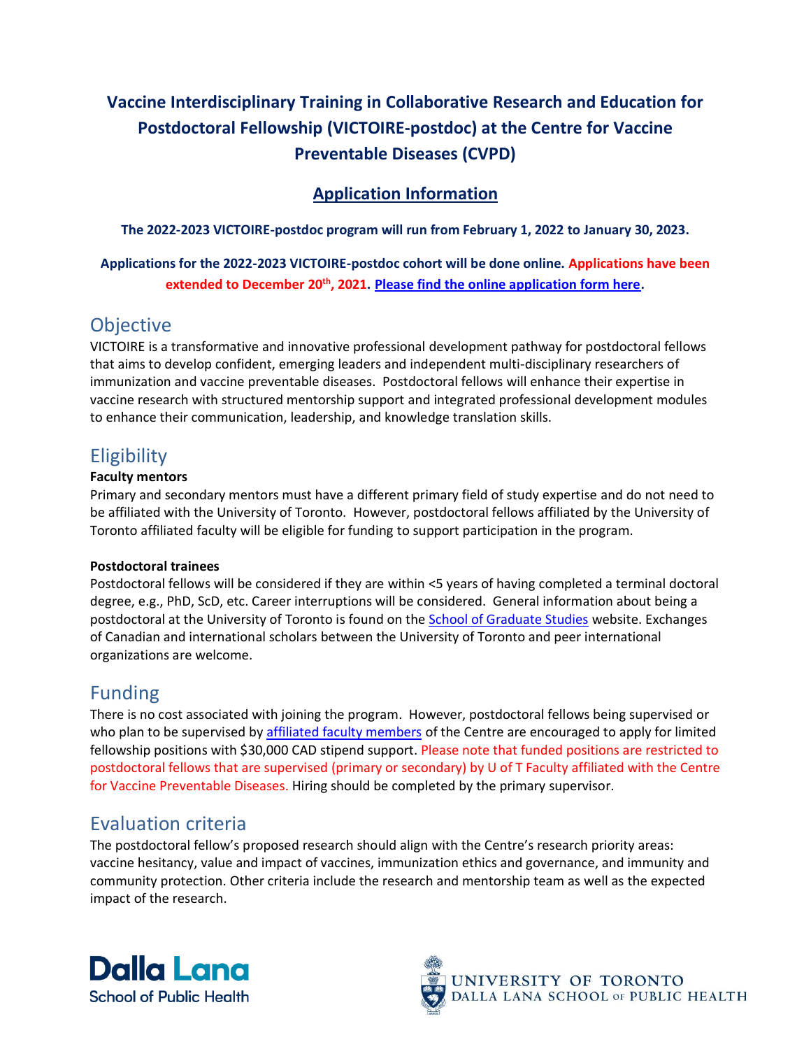# Vaccine Interdisciplinary Training in Collaborative Research and Education for Postdoctoral Fellowship (VICTOIRE-postdoc) at the Centre for Vaccine Preventable Diseases (CVPD)

## Application Information

**The 2022-2023 VICTOIRE-postdoc program will run from February 1, 2022 to January 30, 2023.**

**Applications for the 2022-2023 VICTOIRE-postdoc cohort will be done online. Applications have been extended to December 20th, 2021. Please find the online application form here.**

## Objective

VICTOIRE is a transformative and innovative professional development pathway for postdoctoral fellows that aims to develop confident, emerging leaders and independent multi-disciplinary researchers of immunization and vaccine preventable diseases. Postdoctoral fellows will enhance their expertise in vaccine research with structured mentorship support and integrated professional development modules to enhance their communication, leadership, and knowledge translation skills.

## Eligibility

**Faculty mentors**

Primary and secondary mentors must have a different primary field of study expertise and do not need to be affiliated with the University of Toronto. However, postdoctoral fellows affiliated by the University of Toronto affiliated faculty will be eligible for funding to support participation in the program.

**Postdoctoral trainees**

Postdoctoral fellows will be considered if they are within <5 years of having completed a terminal doctoral degree, e.g., PhD, ScD, etc. Career interruptions will be considered. General information about being a postdoctoral at the University of Toronto is found on the School of Graduate Studies website. Exchanges of Canadian and international scholars between the University of Toronto and peer international organizations are welcome.

## Funding

There is no cost associated with joining the program. However, postdoctoral fellows being supervised or who plan to be supervised by affiliated faculty members of the Centre are encouraged to apply for limited fellowship positions with $30,000 CAD stipend support. Please note that funded positions are restricted to postdoctoral fellows that are supervised (primary or secondary) by U of T Faculty affiliated with the Centre for Vaccine Preventable Diseases. Hiring should be completed by the primary supervisor.

## Evaluation criteria

The postdoctoral fellow's proposed research should align with the Centre's research priority areas: vaccine hesitancy, value and impact of vaccines, immunization ethics and governance, and immunity and community protection. Other criteria include the research and mentorship team as well as the expected impact of the research.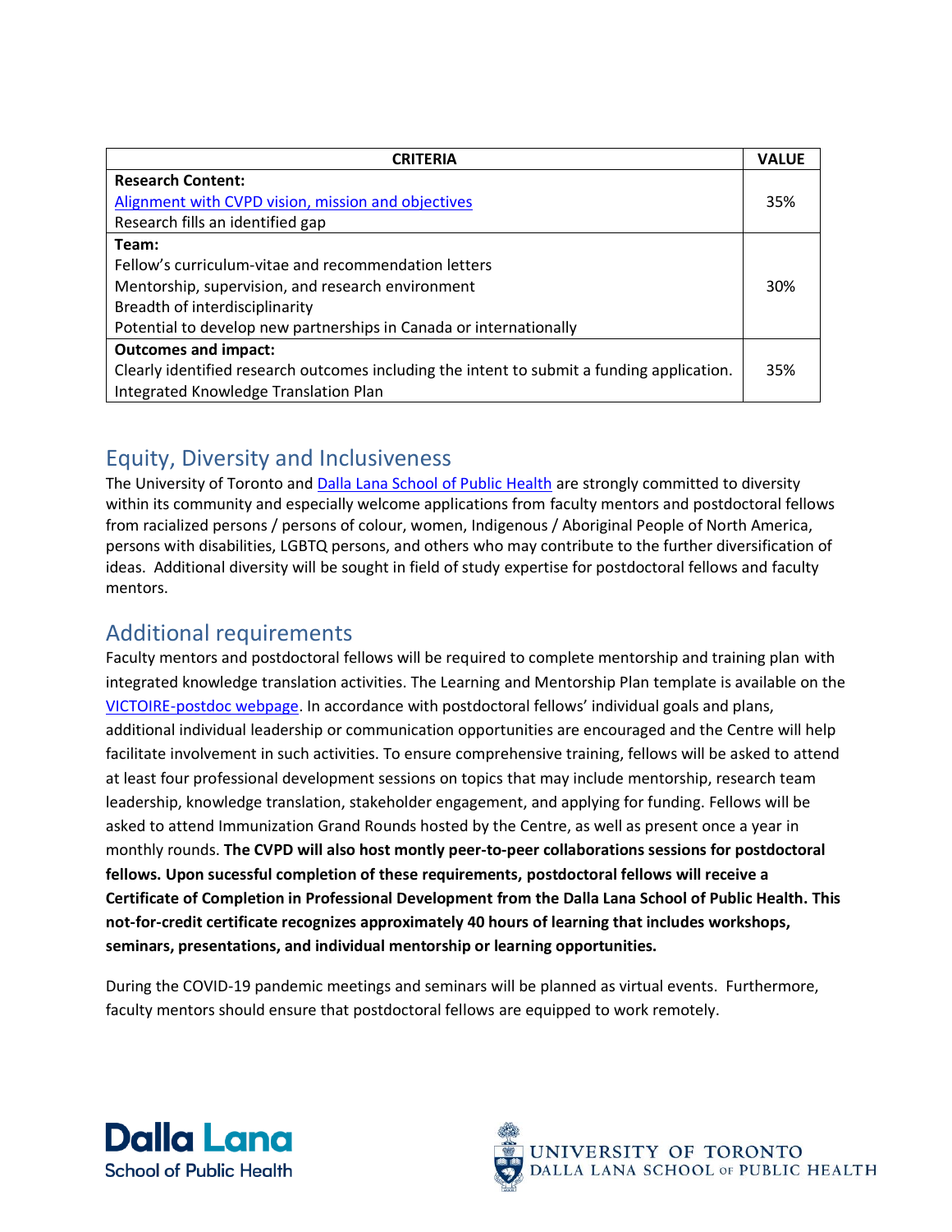| CRITERIA | VALUE |
|---|---|
| **Research Content:**<br>Alignment with CVPD vision, mission and objectives<br>Research fills an identified gap | 35% |
| **Team:**<br>Fellow's curriculum-vitae and recommendation letters<br>Mentorship, supervision, and research environment<br>Breadth of interdisciplinarity<br>Potential to develop new partnerships in Canada or internationally | 30% |
| **Outcomes and impact:**<br>Clearly identified research outcomes including the intent to submit a funding application.<br>Integrated Knowledge Translation Plan | 35% |

## Equity, Diversity and Inclusiveness

The University of Toronto and Dalla Lana School of Public Health are strongly committed to diversity within its community and especially welcome applications from faculty mentors and postdoctoral fellows from racialized persons / persons of colour, women, Indigenous / Aboriginal People of North America, persons with disabilities, LGBTQ persons, and others who may contribute to the further diversification of ideas. Additional diversity will be sought in field of study expertise for postdoctoral fellows and faculty mentors.

## Additional requirements

Faculty mentors and postdoctoral fellows will be required to complete mentorship and training plan with integrated knowledge translation activities. The Learning and Mentorship Plan template is available on the VICTOIRE-postdoc webpage. In accordance with postdoctoral fellows' individual goals and plans, additional individual leadership or communication opportunities are encouraged and the Centre will help facilitate involvement in such activities. To ensure comprehensive training, fellows will be asked to attend at least four professional development sessions on topics that may include mentorship, research team leadership, knowledge translation, stakeholder engagement, and applying for funding. Fellows will be asked to attend Immunization Grand Rounds hosted by the Centre, as well as present once a year in monthly rounds. **The CVPD will also host montly peer-to-peer collaborations sessions for postdoctoral fellows. Upon sucessful completion of these requirements, postdoctoral fellows will receive a Certificate of Completion in Professional Development from the Dalla Lana School of Public Health. This not-for-credit certificate recognizes approximately 40 hours of learning that includes workshops, seminars, presentations, and individual mentorship or learning opportunities.**

During the COVID-19 pandemic meetings and seminars will be planned as virtual events. Furthermore, faculty mentors should ensure that postdoctoral fellows are equipped to work remotely.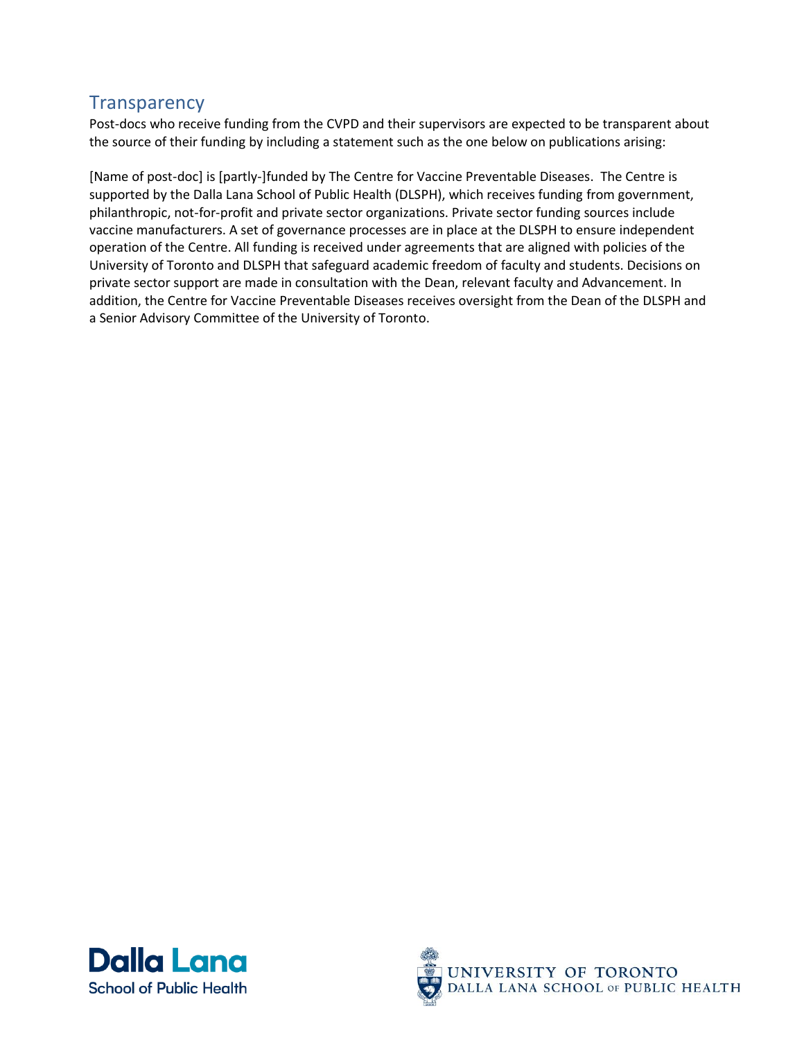## Transparency

Post-docs who receive funding from the CVPD and their supervisors are expected to be transparent about the source of their funding by including a statement such as the one below on publications arising:

[Name of post-doc] is [partly-]funded by The Centre for Vaccine Preventable Diseases. The Centre is supported by the Dalla Lana School of Public Health (DLSPH), which receives funding from government, philanthropic, not-for-profit and private sector organizations. Private sector funding sources include vaccine manufacturers. A set of governance processes are in place at the DLSPH to ensure independent operation of the Centre. All funding is received under agreements that are aligned with policies of the University of Toronto and DLSPH that safeguard academic freedom of faculty and students. Decisions on private sector support are made in consultation with the Dean, relevant faculty and Advancement. In addition, the Centre for Vaccine Preventable Diseases receives oversight from the Dean of the DLSPH and a Senior Advisory Committee of the University of Toronto.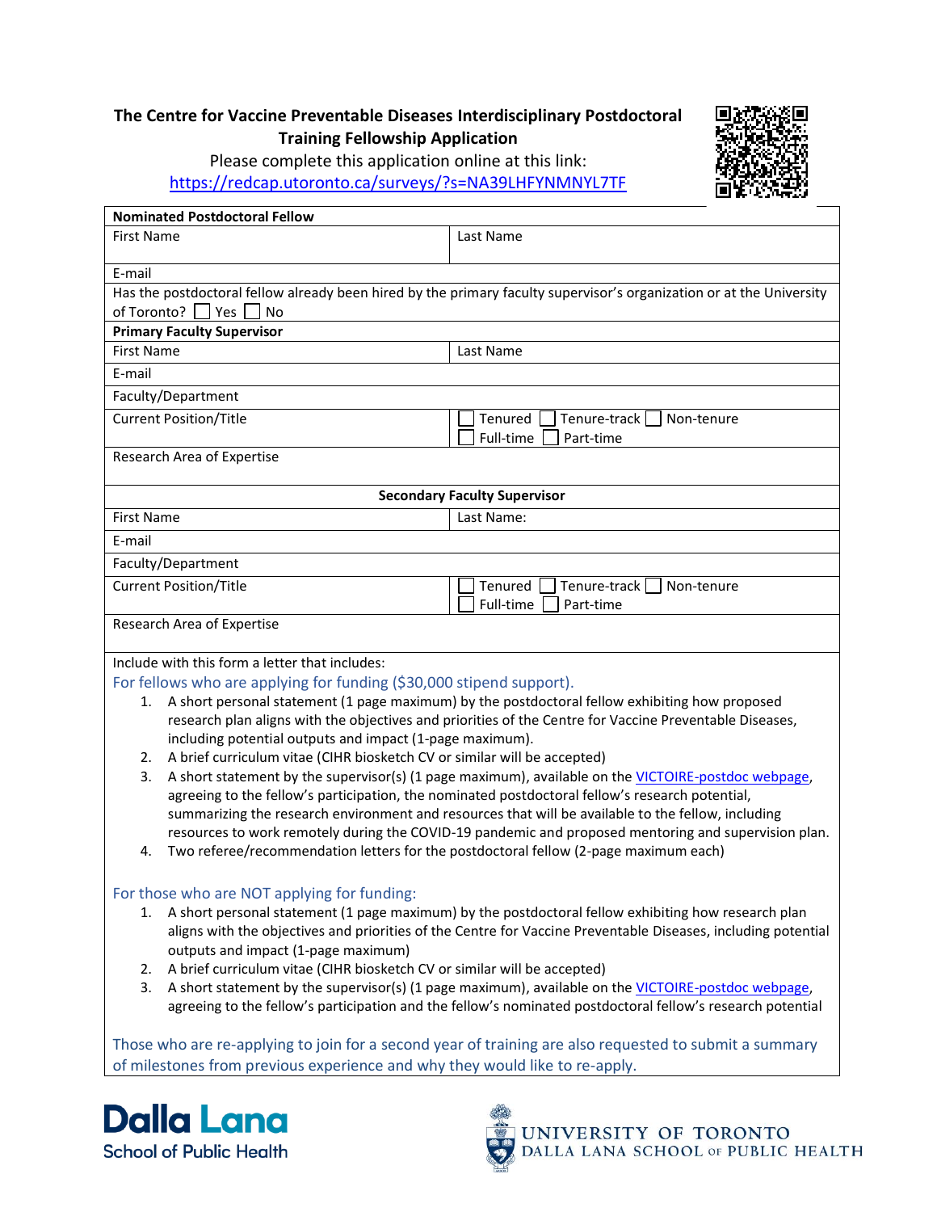**The Centre for Vaccine Preventable Diseases Interdisciplinary Postdoctoral Training Fellowship Application**

Please complete this application online at this link:
https://redcap.utoronto.ca/surveys/?s=NA39LHFYNMNYL7TF

| | |
|---|---|
| **Nominated Postdoctoral Fellow** | |
| First Name | Last Name |
| E-mail | |
| Has the postdoctoral fellow already been hired by the primary faculty supervisor's organization or at the University of Toronto? ☐ Yes ☐ No | |
| **Primary Faculty Supervisor** | |
| First Name | Last Name |
| E-mail | |
| Faculty/Department | |
| Current Position/Title | ☐ Tenured ☐ Tenure-track ☐ Non-tenure ☐ Full-time ☐ Part-time |
| Research Area of Expertise | |
| **Secondary Faculty Supervisor** | |
| First Name | Last Name: |
| E-mail | |
| Faculty/Department | |
| Current Position/Title | ☐ Tenured ☐ Tenure-track ☐ Non-tenure ☐ Full-time ☐ Part-time |
| Research Area of Expertise | |

Include with this form a letter that includes:

For fellows who are applying for funding ($30,000 stipend support).

1. A short personal statement (1 page maximum) by the postdoctoral fellow exhibiting how proposed research plan aligns with the objectives and priorities of the Centre for Vaccine Preventable Diseases, including potential outputs and impact (1-page maximum).
2. A brief curriculum vitae (CIHR biosketch CV or similar will be accepted)
3. A short statement by the supervisor(s) (1 page maximum), available on the VICTOIRE-postdoc webpage, agreeing to the fellow's participation, the nominated postdoctoral fellow's research potential, summarizing the research environment and resources that will be available to the fellow, including resources to work remotely during the COVID-19 pandemic and proposed mentoring and supervision plan.
4. Two referee/recommendation letters for the postdoctoral fellow (2-page maximum each)

For those who are NOT applying for funding:

1. A short personal statement (1 page maximum) by the postdoctoral fellow exhibiting how research plan aligns with the objectives and priorities of the Centre for Vaccine Preventable Diseases, including potential outputs and impact (1-page maximum)
2. A brief curriculum vitae (CIHR biosketch CV or similar will be accepted)
3. A short statement by the supervisor(s) (1 page maximum), available on the VICTOIRE-postdoc webpage, agreeing to the fellow's participation and the fellow's nominated postdoctoral fellow's research potential

Those who are re-applying to join for a second year of training are also requested to submit a summary of milestones from previous experience and why they would like to re-apply.

Dalla Lana School of Public Health

UNIVERSITY OF TORONTO
DALLA LANA SCHOOL OF PUBLIC HEALTH